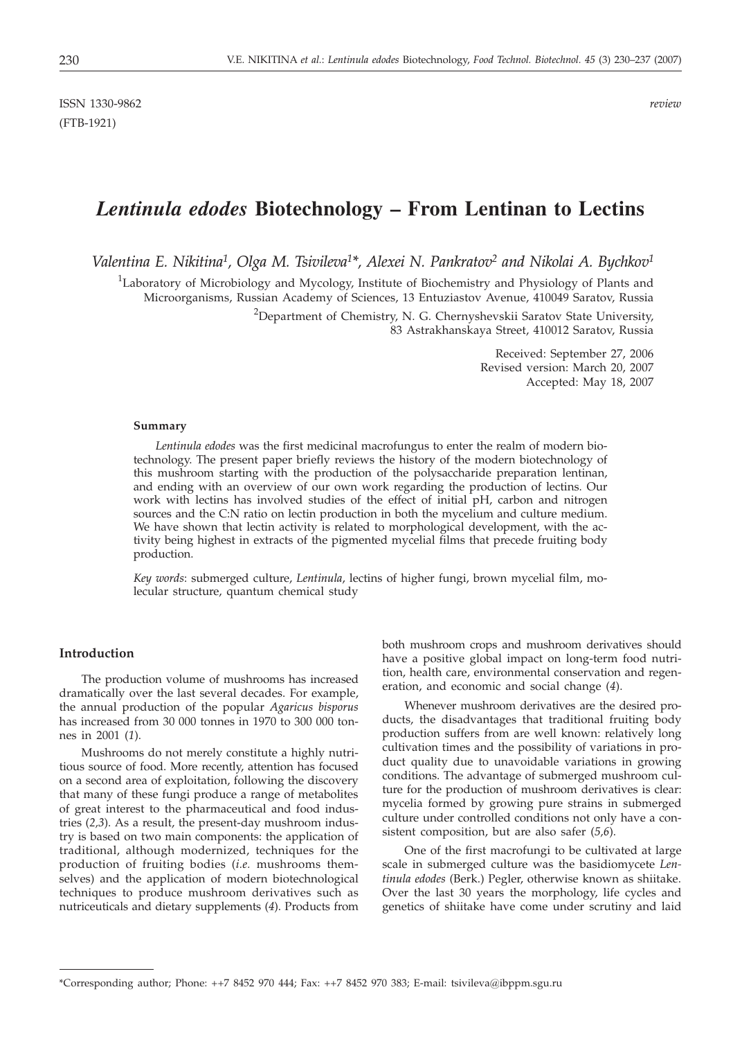ISSN 1330-9862 *review*
(FTB-1921)

# *Lentinula edodes* Biotechnology – From Lentinan to Lectins

*Valentina E. Nikitina[1], Olga M. Tsivileva[1]\*, Alexei N. Pankratov[2] and Nikolai A. Bychkov[1]*

[1]Laboratory of Microbiology and Mycology, Institute of Biochemistry and Physiology of Plants and Microorganisms, Russian Academy of Sciences, 13 Entuziastov Avenue, 410049 Saratov, Russia

[2]Department of Chemistry, N. G. Chernyshevskii Saratov State University, 83 Astrakhanskaya Street, 410012 Saratov, Russia

Received: September 27, 2006
Revised version: March 20, 2007
Accepted: May 18, 2007

#### Summary

*Lentinula edodes* was the first medicinal macrofungus to enter the realm of modern biotechnology. The present paper briefly reviews the history of the modern biotechnology of this mushroom starting with the production of the polysaccharide preparation lentinan, and ending with an overview of our own work regarding the production of lectins. Our work with lectins has involved studies of the effect of initial pH, carbon and nitrogen sources and the C:N ratio on lectin production in both the mycelium and culture medium. We have shown that lectin activity is related to morphological development, with the activity being highest in extracts of the pigmented mycelial films that precede fruiting body production.

*Key words*: submerged culture, *Lentinula*, lectins of higher fungi, brown mycelial film, molecular structure, quantum chemical study

## Introduction

The production volume of mushrooms has increased dramatically over the last several decades. For example, the annual production of the popular *Agaricus bisporus* has increased from 30 000 tonnes in 1970 to 300 000 tonnes in 2001 (*1*).

Mushrooms do not merely constitute a highly nutritious source of food. More recently, attention has focused on a second area of exploitation, following the discovery that many of these fungi produce a range of metabolites of great interest to the pharmaceutical and food industries (*2,3*). As a result, the present-day mushroom industry is based on two main components: the application of traditional, although modernized, techniques for the production of fruiting bodies (*i.e.* mushrooms themselves) and the application of modern biotechnological techniques to produce mushroom derivatives such as nutriceuticals and dietary supplements (*4*). Products from both mushroom crops and mushroom derivatives should have a positive global impact on long-term food nutrition, health care, environmental conservation and regeneration, and economic and social change (*4*).

Whenever mushroom derivatives are the desired products, the disadvantages that traditional fruiting body production suffers from are well known: relatively long cultivation times and the possibility of variations in product quality due to unavoidable variations in growing conditions. The advantage of submerged mushroom culture for the production of mushroom derivatives is clear: mycelia formed by growing pure strains in submerged culture under controlled conditions not only have a consistent composition, but are also safer (*5,6*).

One of the first macrofungi to be cultivated at large scale in submerged culture was the basidiomycete *Lentinula edodes* (Berk.) Pegler, otherwise known as shiitake. Over the last 30 years the morphology, life cycles and genetics of shiitake have come under scrutiny and laid

\*Corresponding author; Phone: ++7 8452 970 444; Fax: ++7 8452 970 383; E-mail: tsivileva@ibppm.sgu.ru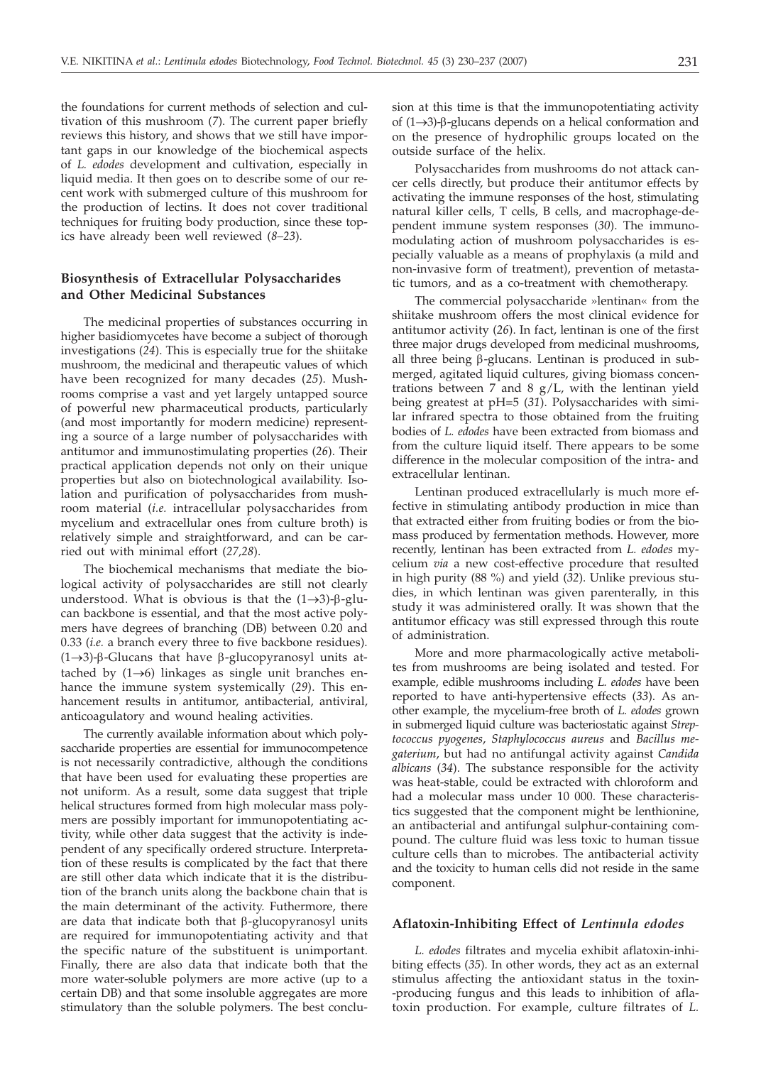the foundations for current methods of selection and cultivation of this mushroom (*7*). The current paper briefly reviews this history, and shows that we still have important gaps in our knowledge of the biochemical aspects of *L. edodes* development and cultivation, especially in liquid media. It then goes on to describe some of our recent work with submerged culture of this mushroom for the production of lectins. It does not cover traditional techniques for fruiting body production, since these topics have already been well reviewed (*8–23*).

## Biosynthesis of Extracellular Polysaccharides and Other Medicinal Substances

The medicinal properties of substances occurring in higher basidiomycetes have become a subject of thorough investigations (*24*). This is especially true for the shiitake mushroom, the medicinal and therapeutic values of which have been recognized for many decades (*25*). Mushrooms comprise a vast and yet largely untapped source of powerful new pharmaceutical products, particularly (and most importantly for modern medicine) representing a source of a large number of polysaccharides with antitumor and immunostimulating properties (*26*). Their practical application depends not only on their unique properties but also on biotechnological availability. Isolation and purification of polysaccharides from mushroom material (*i.e.* intracellular polysaccharides from mycelium and extracellular ones from culture broth) is relatively simple and straightforward, and can be carried out with minimal effort (*27,28*).

The biochemical mechanisms that mediate the biological activity of polysaccharides are still not clearly understood. What is obvious is that the $(1\rightarrow3)$-β-glucan backbone is essential, and that the most active polymers have degrees of branching (DB) between 0.20 and 0.33 (*i.e.* a branch every three to five backbone residues). $(1\rightarrow3)$-β-Glucans that have β-glucopyranosyl units attached by $(1\rightarrow6)$ linkages as single unit branches enhance the immune system systemically (*29*). This enhancement results in antitumor, antibacterial, antiviral, anticoagulatory and wound healing activities.

The currently available information about which polysaccharide properties are essential for immunocompetence is not necessarily contradictive, although the conditions that have been used for evaluating these properties are not uniform. As a result, some data suggest that triple helical structures formed from high molecular mass polymers are possibly important for immunopotentiating activity, while other data suggest that the activity is independent of any specifically ordered structure. Interpretation of these results is complicated by the fact that there are still other data which indicate that it is the distribution of the branch units along the backbone chain that is the main determinant of the activity. Futhermore, there are data that indicate both that β-glucopyranosyl units are required for immunopotentiating activity and that the specific nature of the substituent is unimportant. Finally, there are also data that indicate both that the more water-soluble polymers are more active (up to a certain DB) and that some insoluble aggregates are more stimulatory than the soluble polymers. The best conclusion at this time is that the immunopotentiating activity of $(1\rightarrow3)$-β-glucans depends on a helical conformation and on the presence of hydrophilic groups located on the outside surface of the helix.

Polysaccharides from mushrooms do not attack cancer cells directly, but produce their antitumor effects by activating the immune responses of the host, stimulating natural killer cells, T cells, B cells, and macrophage-dependent immune system responses (*30*). The immunomodulating action of mushroom polysaccharides is especially valuable as a means of prophylaxis (a mild and non-invasive form of treatment), prevention of metastatic tumors, and as a co-treatment with chemotherapy.

The commercial polysaccharide »lentinan« from the shiitake mushroom offers the most clinical evidence for antitumor activity (*26*). In fact, lentinan is one of the first three major drugs developed from medicinal mushrooms, all three being β-glucans. Lentinan is produced in submerged, agitated liquid cultures, giving biomass concentrations between 7 and 8 g/L, with the lentinan yield being greatest at pH=5 (*31*). Polysaccharides with similar infrared spectra to those obtained from the fruiting bodies of *L. edodes* have been extracted from biomass and from the culture liquid itself. There appears to be some difference in the molecular composition of the intra- and extracellular lentinan.

Lentinan produced extracellularly is much more effective in stimulating antibody production in mice than that extracted either from fruiting bodies or from the biomass produced by fermentation methods. However, more recently, lentinan has been extracted from *L. edodes* mycelium *via* a new cost-effective procedure that resulted in high purity (88 %) and yield (*32*). Unlike previous studies, in which lentinan was given parenterally, in this study it was administered orally. It was shown that the antitumor efficacy was still expressed through this route of administration.

More and more pharmacologically active metabolites from mushrooms are being isolated and tested. For example, edible mushrooms including *L. edodes* have been reported to have anti-hypertensive effects (*33*). As another example, the mycelium-free broth of *L. edodes* grown in submerged liquid culture was bacteriostatic against *Streptococcus pyogenes*, *Staphylococcus aureus* and *Bacillus megaterium*, but had no antifungal activity against *Candida albicans* (*34*). The substance responsible for the activity was heat-stable, could be extracted with chloroform and had a molecular mass under 10 000. These characteristics suggested that the component might be lenthionine, an antibacterial and antifungal sulphur-containing compound. The culture fluid was less toxic to human tissue culture cells than to microbes. The antibacterial activity and the toxicity to human cells did not reside in the same component.

## Aflatoxin-Inhibiting Effect of *Lentinula edodes*

*L. edodes* filtrates and mycelia exhibit aflatoxin-inhibiting effects (*35*). In other words, they act as an external stimulus affecting the antioxidant status in the toxin-producing fungus and this leads to inhibition of aflatoxin production. For example, culture filtrates of *L.*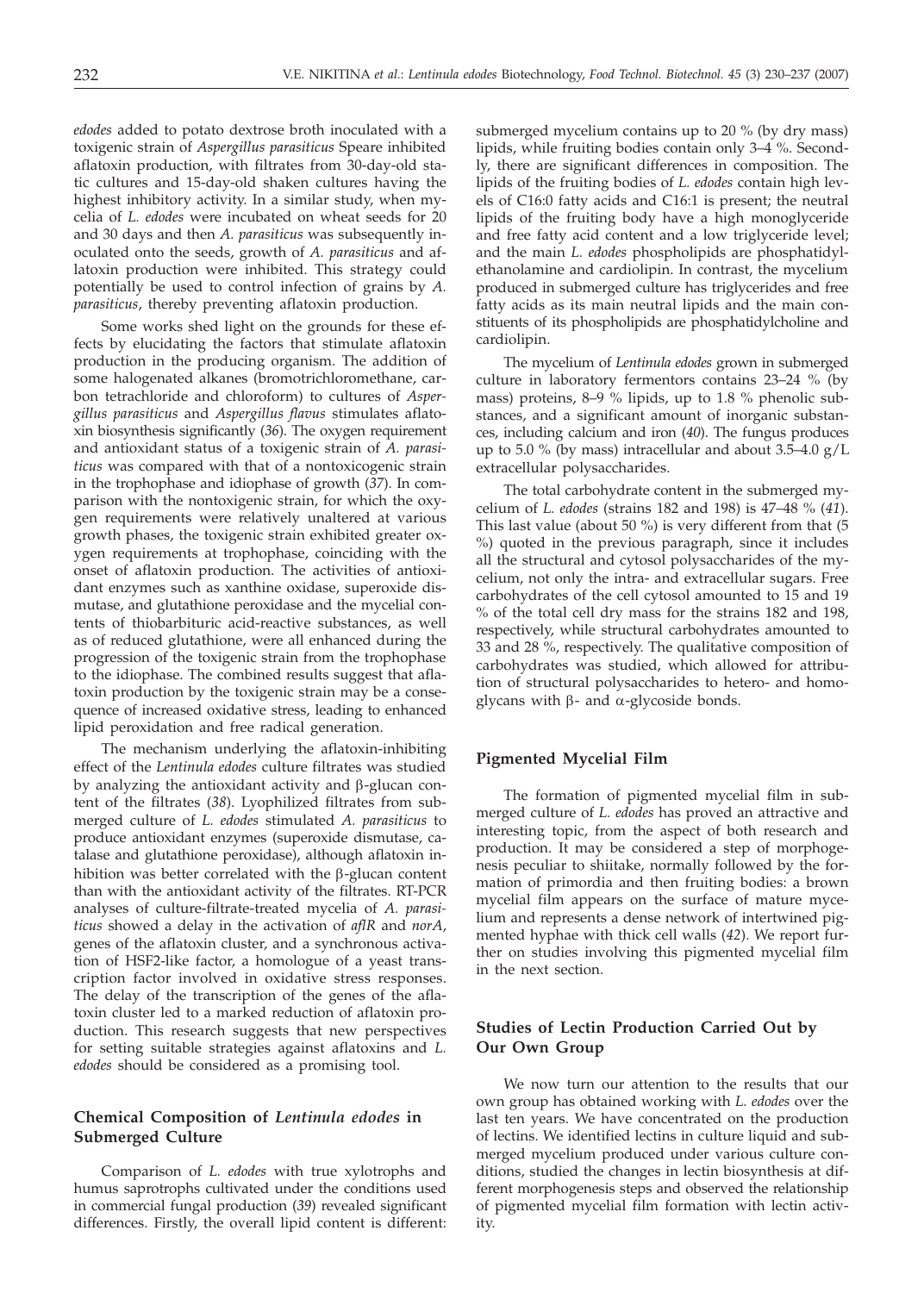*edodes* added to potato dextrose broth inoculated with a toxigenic strain of *Aspergillus parasiticus* Speare inhibited aflatoxin production, with filtrates from 30-day-old static cultures and 15-day-old shaken cultures having the highest inhibitory activity. In a similar study, when mycelia of *L. edodes* were incubated on wheat seeds for 20 and 30 days and then *A. parasiticus* was subsequently inoculated onto the seeds, growth of *A. parasiticus* and aflatoxin production were inhibited. This strategy could potentially be used to control infection of grains by *A. parasiticus*, thereby preventing aflatoxin production.

Some works shed light on the grounds for these effects by elucidating the factors that stimulate aflatoxin production in the producing organism. The addition of some halogenated alkanes (bromotrichloromethane, carbon tetrachloride and chloroform) to cultures of *Aspergillus parasiticus* and *Aspergillus flavus* stimulates aflatoxin biosynthesis significantly (*36*). The oxygen requirement and antioxidant status of a toxigenic strain of *A. parasiticus* was compared with that of a nontoxicogenic strain in the trophophase and idiophase of growth (*37*). In comparison with the nontoxigenic strain, for which the oxygen requirements were relatively unaltered at various growth phases, the toxigenic strain exhibited greater oxygen requirements at trophophase, coinciding with the onset of aflatoxin production. The activities of antioxidant enzymes such as xanthine oxidase, superoxide dismutase, and glutathione peroxidase and the mycelial contents of thiobarbituric acid-reactive substances, as well as of reduced glutathione, were all enhanced during the progression of the toxigenic strain from the trophophase to the idiophase. The combined results suggest that aflatoxin production by the toxigenic strain may be a consequence of increased oxidative stress, leading to enhanced lipid peroxidation and free radical generation.

The mechanism underlying the aflatoxin-inhibiting effect of the *Lentinula edodes* culture filtrates was studied by analyzing the antioxidant activity and β-glucan content of the filtrates (*38*). Lyophilized filtrates from submerged culture of *L. edodes* stimulated *A. parasiticus* to produce antioxidant enzymes (superoxide dismutase, catalase and glutathione peroxidase), although aflatoxin inhibition was better correlated with the β-glucan content than with the antioxidant activity of the filtrates. RT-PCR analyses of culture-filtrate-treated mycelia of *A. parasiticus* showed a delay in the activation of *aflR* and *norA*, genes of the aflatoxin cluster, and a synchronous activation of HSF2-like factor, a homologue of a yeast transcription factor involved in oxidative stress responses. The delay of the transcription of the genes of the aflatoxin cluster led to a marked reduction of aflatoxin production. This research suggests that new perspectives for setting suitable strategies against aflatoxins and *L. edodes* should be considered as a promising tool.

## Chemical Composition of *Lentinula edodes* in Submerged Culture

Comparison of *L. edodes* with true xylotrophs and humus saprotrophs cultivated under the conditions used in commercial fungal production (*39*) revealed significant differences. Firstly, the overall lipid content is different: submerged mycelium contains up to 20 % (by dry mass) lipids, while fruiting bodies contain only 3–4 %. Secondly, there are significant differences in composition. The lipids of the fruiting bodies of *L. edodes* contain high levels of C16:0 fatty acids and C16:1 is present; the neutral lipids of the fruiting body have a high monoglyceride and free fatty acid content and a low triglyceride level; and the main *L. edodes* phospholipids are phosphatidylethanolamine and cardiolipin. In contrast, the mycelium produced in submerged culture has triglycerides and free fatty acids as its main neutral lipids and the main constituents of its phospholipids are phosphatidylcholine and cardiolipin.

The mycelium of *Lentinula edodes* grown in submerged culture in laboratory fermentors contains 23–24 % (by mass) proteins, 8–9 % lipids, up to 1.8 % phenolic substances, and a significant amount of inorganic substances, including calcium and iron (*40*). The fungus produces up to 5.0 % (by mass) intracellular and about 3.5–4.0 g/L extracellular polysaccharides.

The total carbohydrate content in the submerged mycelium of *L. edodes* (strains 182 and 198) is 47–48 % (*41*). This last value (about 50 %) is very different from that (5 %) quoted in the previous paragraph, since it includes all the structural and cytosol polysaccharides of the mycelium, not only the intra- and extracellular sugars. Free carbohydrates of the cell cytosol amounted to 15 and 19 % of the total cell dry mass for the strains 182 and 198, respectively, while structural carbohydrates amounted to 33 and 28 %, respectively. The qualitative composition of carbohydrates was studied, which allowed for attribution of structural polysaccharides to hetero- and homoglycans with β- and α-glycoside bonds.

## Pigmented Mycelial Film

The formation of pigmented mycelial film in submerged culture of *L. edodes* has proved an attractive and interesting topic, from the aspect of both research and production. It may be considered a step of morphogenesis peculiar to shiitake, normally followed by the formation of primordia and then fruiting bodies: a brown mycelial film appears on the surface of mature mycelium and represents a dense network of intertwined pigmented hyphae with thick cell walls (*42*). We report further on studies involving this pigmented mycelial film in the next section.

## Studies of Lectin Production Carried Out by Our Own Group

We now turn our attention to the results that our own group has obtained working with *L. edodes* over the last ten years. We have concentrated on the production of lectins. We identified lectins in culture liquid and submerged mycelium produced under various culture conditions, studied the changes in lectin biosynthesis at different morphogenesis steps and observed the relationship of pigmented mycelial film formation with lectin activity.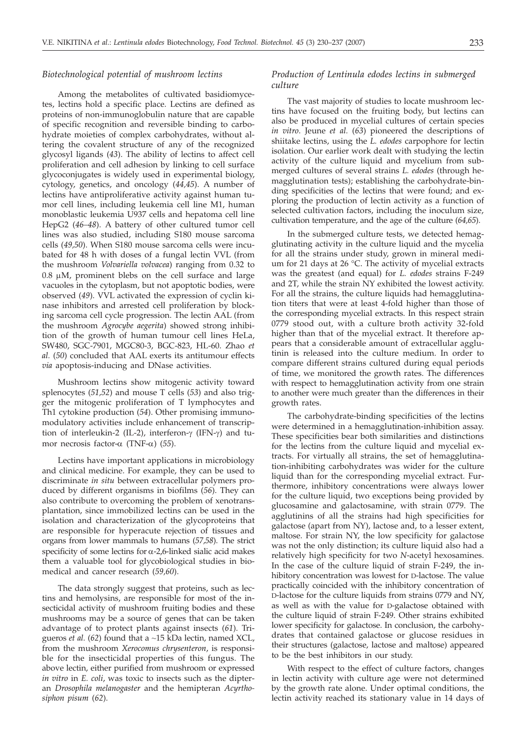### *Biotechnological potential of mushroom lectins*

Among the metabolites of cultivated basidiomycetes, lectins hold a specific place. Lectins are defined as proteins of non-immunoglobulin nature that are capable of specific recognition and reversible binding to carbohydrate moieties of complex carbohydrates, without altering the covalent structure of any of the recognized glycosyl ligands (*43*). The ability of lectins to affect cell proliferation and cell adhesion by linking to cell surface glycoconjugates is widely used in experimental biology, cytology, genetics, and oncology (*44,45*). A number of lectins have antiproliferative activity against human tumor cell lines, including leukemia cell line M1, human monoblastic leukemia U937 cells and hepatoma cell line HepG2 (*46–48*). A battery of other cultured tumor cell lines was also studied, including S180 mouse sarcoma cells (*49,50*). When S180 mouse sarcoma cells were incubated for 48 h with doses of a fungal lectin VVL (from the mushroom *Volvariella volvacea*) ranging from 0.32 to 0.8 μM, prominent blebs on the cell surface and large vacuoles in the cytoplasm, but not apoptotic bodies, were observed (*49*). VVL activated the expression of cyclin kinase inhibitors and arrested cell proliferation by blocking sarcoma cell cycle progression. The lectin AAL (from the mushroom *Agrocybe aegerita*) showed strong inhibition of the growth of human tumour cell lines HeLa, SW480, SGC-7901, MGC80-3, BGC-823, HL-60. Zhao *et al.* (*50*) concluded that AAL exerts its antitumour effects *via* apoptosis-inducing and DNase activities.

Mushroom lectins show mitogenic activity toward splenocytes (*51,52*) and mouse T cells (*53*) and also trigger the mitogenic proliferation of T lymphocytes and Th1 cytokine production (*54*). Other promising immunomodulatory activities include enhancement of transcription of interleukin-2 (IL-2), interferon-γ (IFN-γ) and tumor necrosis factor-α (TNF-α) (*55*).

Lectins have important applications in microbiology and clinical medicine. For example, they can be used to discriminate *in situ* between extracellular polymers produced by different organisms in biofilms (*56*). They can also contribute to overcoming the problem of xenotransplantation, since immobilized lectins can be used in the isolation and characterization of the glycoproteins that are responsible for hyperacute rejection of tissues and organs from lower mammals to humans (*57,58*). The strict specificity of some lectins for α-2,6-linked sialic acid makes them a valuable tool for glycobiological studies in biomedical and cancer research (*59,60*).

The data strongly suggest that proteins, such as lectins and hemolysins, are responsible for most of the insecticidal activity of mushroom fruiting bodies and these mushrooms may be a source of genes that can be taken advantage of to protect plants against insects (*61*). Trigueros *et al.* (*62*) found that a ~15 kDa lectin, named XCL, from the mushroom *Xerocomus chrysenteron*, is responsible for the insecticidal properties of this fungus. The above lectin, either purified from mushroom or expressed *in vitro* in *E. coli*, was toxic to insects such as the dipteran *Drosophila melanogaster* and the hemipteran *Acyrthosiphon pisum* (*62*).

### *Production of Lentinula edodes lectins in submerged culture*

The vast majority of studies to locate mushroom lectins have focused on the fruiting body, but lectins can also be produced in mycelial cultures of certain species *in vitro*. Jeune *et al.* (*63*) pioneered the descriptions of shiitake lectins, using the *L. edodes* carpophore for lectin isolation. Our earlier work dealt with studying the lectin activity of the culture liquid and mycelium from submerged cultures of several strains *L. edodes* (through hemagglutination tests); establishing the carbohydrate-binding specificities of the lectins that were found; and exploring the production of lectin activity as a function of selected cultivation factors, including the inoculum size, cultivation temperature, and the age of the culture (*64,65*).

In the submerged culture tests, we detected hemagglutinating activity in the culture liquid and the mycelia for all the strains under study, grown in mineral medium for 21 days at 26 °C. The activity of mycelial extracts was the greatest (and equal) for *L. edodes* strains F-249 and 2T, while the strain NY exhibited the lowest activity. For all the strains, the culture liquids had hemagglutination titers that were at least 4-fold higher than those of the corresponding mycelial extracts. In this respect strain 0779 stood out, with a culture broth activity 32-fold higher than that of the mycelial extract. It therefore appears that a considerable amount of extracellular agglutinin is released into the culture medium. In order to compare different strains cultured during equal periods of time, we monitored the growth rates. The differences with respect to hemagglutination activity from one strain to another were much greater than the differences in their growth rates.

The carbohydrate-binding specificities of the lectins were determined in a hemagglutination-inhibition assay. These specificities bear both similarities and distinctions for the lectins from the culture liquid and mycelial extracts. For virtually all strains, the set of hemagglutination-inhibiting carbohydrates was wider for the culture liquid than for the corresponding mycelial extract. Furthermore, inhibitory concentrations were always lower for the culture liquid, two exceptions being provided by glucosamine and galactosamine, with strain 0779. The agglutinins of all the strains had high specificities for galactose (apart from NY), lactose and, to a lesser extent, maltose. For strain NY, the low specificity for galactose was not the only distinction; its culture liquid also had a relatively high specificity for two *N*-acetyl hexosamines. In the case of the culture liquid of strain F-249, the inhibitory concentration was lowest for D-lactose. The value practically coincided with the inhibitory concentration of D-lactose for the culture liquids from strains 0779 and NY, as well as with the value for D-galactose obtained with the culture liquid of strain F-249. Other strains exhibited lower specificity for galactose. In conclusion, the carbohydrates that contained galactose or glucose residues in their structures (galactose, lactose and maltose) appeared to be the best inhibitors in our study.

With respect to the effect of culture factors, changes in lectin activity with culture age were not determined by the growth rate alone. Under optimal conditions, the lectin activity reached its stationary value in 14 days of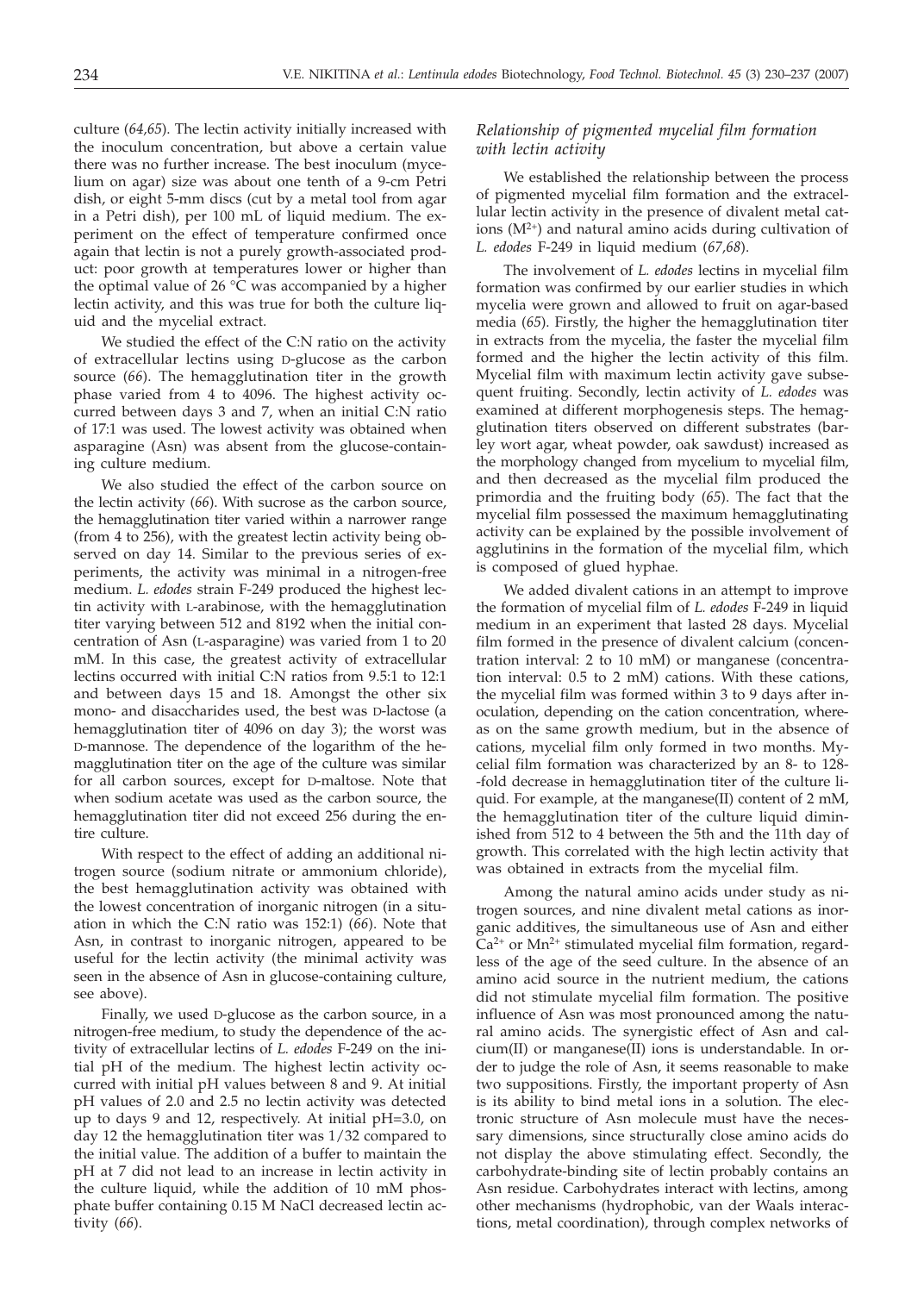culture (*64,65*). The lectin activity initially increased with the inoculum concentration, but above a certain value there was no further increase. The best inoculum (mycelium on agar) size was about one tenth of a 9-cm Petri dish, or eight 5-mm discs (cut by a metal tool from agar in a Petri dish), per 100 mL of liquid medium. The experiment on the effect of temperature confirmed once again that lectin is not a purely growth-associated product: poor growth at temperatures lower or higher than the optimal value of 26 °C was accompanied by a higher lectin activity, and this was true for both the culture liquid and the mycelial extract.

We studied the effect of the C:N ratio on the activity of extracellular lectins using D-glucose as the carbon source (*66*). The hemagglutination titer in the growth phase varied from 4 to 4096. The highest activity occurred between days 3 and 7, when an initial C:N ratio of 17:1 was used. The lowest activity was obtained when asparagine (Asn) was absent from the glucose-containing culture medium.

We also studied the effect of the carbon source on the lectin activity (*66*). With sucrose as the carbon source, the hemagglutination titer varied within a narrower range (from 4 to 256), with the greatest lectin activity being observed on day 14. Similar to the previous series of experiments, the activity was minimal in a nitrogen-free medium. *L. edodes* strain F-249 produced the highest lectin activity with L-arabinose, with the hemagglutination titer varying between 512 and 8192 when the initial concentration of Asn (L-asparagine) was varied from 1 to 20 mM. In this case, the greatest activity of extracellular lectins occurred with initial C:N ratios from 9.5:1 to 12:1 and between days 15 and 18. Amongst the other six mono- and disaccharides used, the best was D-lactose (a hemagglutination titer of 4096 on day 3); the worst was D-mannose. The dependence of the logarithm of the hemagglutination titer on the age of the culture was similar for all carbon sources, except for D-maltose. Note that when sodium acetate was used as the carbon source, the hemagglutination titer did not exceed 256 during the entire culture.

With respect to the effect of adding an additional nitrogen source (sodium nitrate or ammonium chloride), the best hemagglutination activity was obtained with the lowest concentration of inorganic nitrogen (in a situation in which the C:N ratio was 152:1) (*66*). Note that Asn, in contrast to inorganic nitrogen, appeared to be useful for the lectin activity (the minimal activity was seen in the absence of Asn in glucose-containing culture, see above).

Finally, we used D-glucose as the carbon source, in a nitrogen-free medium, to study the dependence of the activity of extracellular lectins of *L. edodes* F-249 on the initial pH of the medium. The highest lectin activity occurred with initial pH values between 8 and 9. At initial pH values of 2.0 and 2.5 no lectin activity was detected up to days 9 and 12, respectively. At initial pH=3.0, on day 12 the hemagglutination titer was 1/32 compared to the initial value. The addition of a buffer to maintain the pH at 7 did not lead to an increase in lectin activity in the culture liquid, while the addition of 10 mM phosphate buffer containing 0.15 M NaCl decreased lectin activity (*66*).

### *Relationship of pigmented mycelial film formation with lectin activity*

We established the relationship between the process of pigmented mycelial film formation and the extracellular lectin activity in the presence of divalent metal cations ($M^{2+}$) and natural amino acids during cultivation of *L. edodes* F-249 in liquid medium (*67,68*).

The involvement of *L. edodes* lectins in mycelial film formation was confirmed by our earlier studies in which mycelia were grown and allowed to fruit on agar-based media (*65*). Firstly, the higher the hemagglutination titer in extracts from the mycelia, the faster the mycelial film formed and the higher the lectin activity of this film. Mycelial film with maximum lectin activity gave subsequent fruiting. Secondly, lectin activity of *L. edodes* was examined at different morphogenesis steps. The hemagglutination titers observed on different substrates (barley wort agar, wheat powder, oak sawdust) increased as the morphology changed from mycelium to mycelial film, and then decreased as the mycelial film produced the primordia and the fruiting body (*65*). The fact that the mycelial film possessed the maximum hemagglutinating activity can be explained by the possible involvement of agglutinins in the formation of the mycelial film, which is composed of glued hyphae.

We added divalent cations in an attempt to improve the formation of mycelial film of *L. edodes* F-249 in liquid medium in an experiment that lasted 28 days. Mycelial film formed in the presence of divalent calcium (concentration interval: 2 to 10 mM) or manganese (concentration interval: 0.5 to 2 mM) cations. With these cations, the mycelial film was formed within 3 to 9 days after inoculation, depending on the cation concentration, whereas on the same growth medium, but in the absence of cations, mycelial film only formed in two months. Mycelial film formation was characterized by an 8- to 128-fold decrease in hemagglutination titer of the culture liquid. For example, at the manganese(II) content of 2 mM, the hemagglutination titer of the culture liquid diminished from 512 to 4 between the 5th and the 11th day of growth. This correlated with the high lectin activity that was obtained in extracts from the mycelial film.

Among the natural amino acids under study as nitrogen sources, and nine divalent metal cations as inorganic additives, the simultaneous use of Asn and either $Ca^{2+}$ or $Mn^{2+}$ stimulated mycelial film formation, regardless of the age of the seed culture. In the absence of an amino acid source in the nutrient medium, the cations did not stimulate mycelial film formation. The positive influence of Asn was most pronounced among the natural amino acids. The synergistic effect of Asn and calcium(II) or manganese(II) ions is understandable. In order to judge the role of Asn, it seems reasonable to make two suppositions. Firstly, the important property of Asn is its ability to bind metal ions in a solution. The electronic structure of Asn molecule must have the necessary dimensions, since structurally close amino acids do not display the above stimulating effect. Secondly, the carbohydrate-binding site of lectin probably contains an Asn residue. Carbohydrates interact with lectins, among other mechanisms (hydrophobic, van der Waals interactions, metal coordination), through complex networks of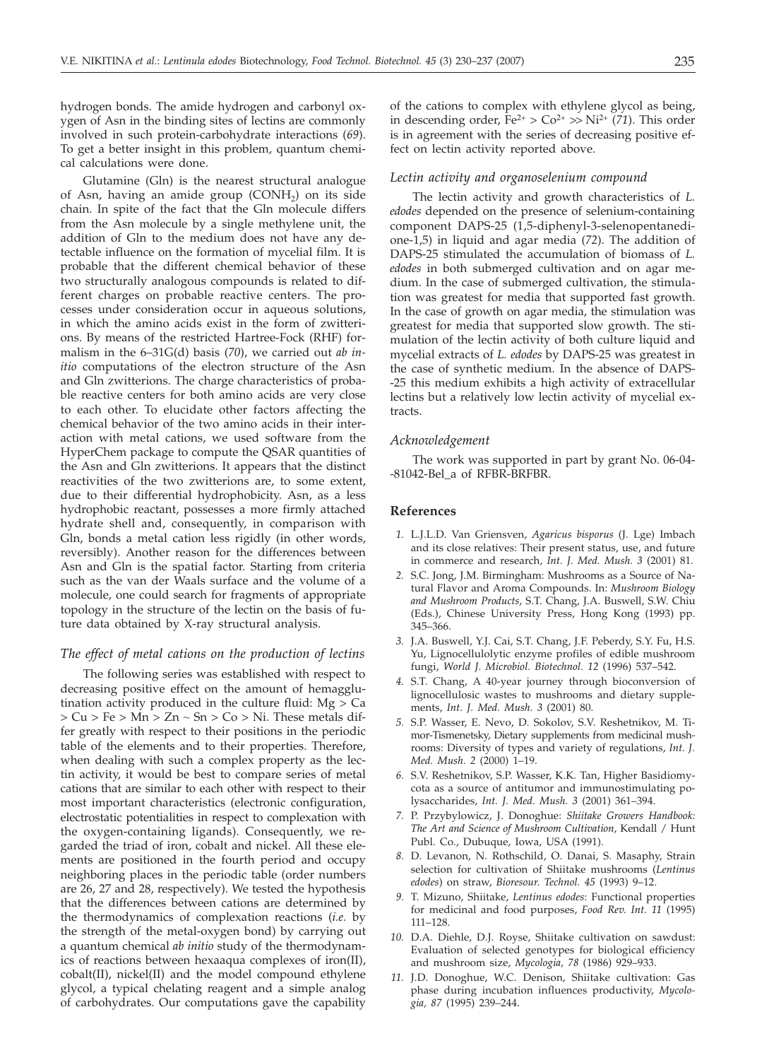hydrogen bonds. The amide hydrogen and carbonyl oxygen of Asn in the binding sites of lectins are commonly involved in such protein-carbohydrate interactions (*69*). To get a better insight in this problem, quantum chemical calculations were done.

Glutamine (Gln) is the nearest structural analogue of Asn, having an amide group ($CONH_2$) on its side chain. In spite of the fact that the Gln molecule differs from the Asn molecule by a single methylene unit, the addition of Gln to the medium does not have any detectable influence on the formation of mycelial film. It is probable that the different chemical behavior of these two structurally analogous compounds is related to different charges on probable reactive centers. The processes under consideration occur in aqueous solutions, in which the amino acids exist in the form of zwitterions. By means of the restricted Hartree-Fock (RHF) formalism in the 6–31G(d) basis (*70*), we carried out *ab initio* computations of the electron structure of the Asn and Gln zwitterions. The charge characteristics of probable reactive centers for both amino acids are very close to each other. To elucidate other factors affecting the chemical behavior of the two amino acids in their interaction with metal cations, we used software from the HyperChem package to compute the QSAR quantities of the Asn and Gln zwitterions. It appears that the distinct reactivities of the two zwitterions are, to some extent, due to their differential hydrophobicity. Asn, as a less hydrophobic reactant, possesses a more firmly attached hydrate shell and, consequently, in comparison with Gln, bonds a metal cation less rigidly (in other words, reversibly). Another reason for the differences between Asn and Gln is the spatial factor. Starting from criteria such as the van der Waals surface and the volume of a molecule, one could search for fragments of appropriate topology in the structure of the lectin on the basis of future data obtained by X-ray structural analysis.

### *The effect of metal cations on the production of lectins*

The following series was established with respect to decreasing positive effect on the amount of hemagglutination activity produced in the culture fluid: Mg > Ca > Cu > Fe > Mn > Zn ~ Sn > Co > Ni. These metals differ greatly with respect to their positions in the periodic table of the elements and to their properties. Therefore, when dealing with such a complex property as the lectin activity, it would be best to compare series of metal cations that are similar to each other with respect to their most important characteristics (electronic configuration, electrostatic potentialities in respect to complexation with the oxygen-containing ligands). Consequently, we regarded the triad of iron, cobalt and nickel. All these elements are positioned in the fourth period and occupy neighboring places in the periodic table (order numbers are 26, 27 and 28, respectively). We tested the hypothesis that the differences between cations are determined by the thermodynamics of complexation reactions (*i.e.* by the strength of the metal-oxygen bond) by carrying out a quantum chemical *ab initio* study of the thermodynamics of reactions between hexaaqua complexes of iron(II), cobalt(II), nickel(II) and the model compound ethylene glycol, a typical chelating reagent and a simple analog of carbohydrates. Our computations gave the capability of the cations to complex with ethylene glycol as being, in descending order, $Fe^{2+} > Co^{2+} \gg Ni^{2+}$ (*71*). This order is in agreement with the series of decreasing positive effect on lectin activity reported above.

### *Lectin activity and organoselenium compound*

The lectin activity and growth characteristics of *L. edodes* depended on the presence of selenium-containing component DAPS-25 (1,5-diphenyl-3-selenopentanedione-1,5) in liquid and agar media (*72*). The addition of DAPS-25 stimulated the accumulation of biomass of *L. edodes* in both submerged cultivation and on agar medium. In the case of submerged cultivation, the stimulation was greatest for media that supported fast growth. In the case of growth on agar media, the stimulation was greatest for media that supported slow growth. The stimulation of the lectin activity of both culture liquid and mycelial extracts of *L. edodes* by DAPS-25 was greatest in the case of synthetic medium. In the absence of DAPS-25 this medium exhibits a high activity of extracellular lectins but a relatively low lectin activity of mycelial extracts.

### *Acknowledgement*

The work was supported in part by grant No. 06-04-81042-Bel_a of RFBR-BRFBR.

## References

1. L.J.L.D. Van Griensven, *Agaricus bisporus* (J. Lge) Imbach and its close relatives: Their present status, use, and future in commerce and research, *Int. J. Med. Mush. 3* (2001) 81.
2. S.C. Jong, J.M. Birmingham: Mushrooms as a Source of Natural Flavor and Aroma Compounds. In: *Mushroom Biology and Mushroom Products*, S.T. Chang, J.A. Buswell, S.W. Chiu (Eds.), Chinese University Press, Hong Kong (1993) pp. 345–366.
3. J.A. Buswell, Y.J. Cai, S.T. Chang, J.F. Peberdy, S.Y. Fu, H.S. Yu, Lignocellulolytic enzyme profiles of edible mushroom fungi, *World J. Microbiol. Biotechnol. 12* (1996) 537–542.
4. S.T. Chang, A 40-year journey through bioconversion of lignocellulosic wastes to mushrooms and dietary supplements, *Int. J. Med. Mush. 3* (2001) 80.
5. S.P. Wasser, E. Nevo, D. Sokolov, S.V. Reshetnikov, M. Timor-Tismenetsky, Dietary supplements from medicinal mushrooms: Diversity of types and variety of regulations, *Int. J. Med. Mush. 2* (2000) 1–19.
6. S.V. Reshetnikov, S.P. Wasser, K.K. Tan, Higher Basidiomycota as a source of antitumor and immunostimulating polysaccharides, *Int. J. Med. Mush. 3* (2001) 361–394.
7. P. Przybylowicz, J. Donoghue: *Shiitake Growers Handbook: The Art and Science of Mushroom Cultivation*, Kendall / Hunt Publ. Co., Dubuque, Iowa, USA (1991).
8. D. Levanon, N. Rothschild, O. Danai, S. Masaphy, Strain selection for cultivation of Shiitake mushrooms (*Lentinus edodes*) on straw, *Bioresour. Technol. 45* (1993) 9–12.
9. T. Mizuno, Shiitake, *Lentinus edodes*: Functional properties for medicinal and food purposes, *Food Rev. Int. 11* (1995) 111–128.
10. D.A. Diehle, D.J. Royse, Shiitake cultivation on sawdust: Evaluation of selected genotypes for biological efficiency and mushroom size, *Mycologia, 78* (1986) 929–933.
11. J.D. Donoghue, W.C. Denison, Shiitake cultivation: Gas phase during incubation influences productivity, *Mycologia, 87* (1995) 239–244.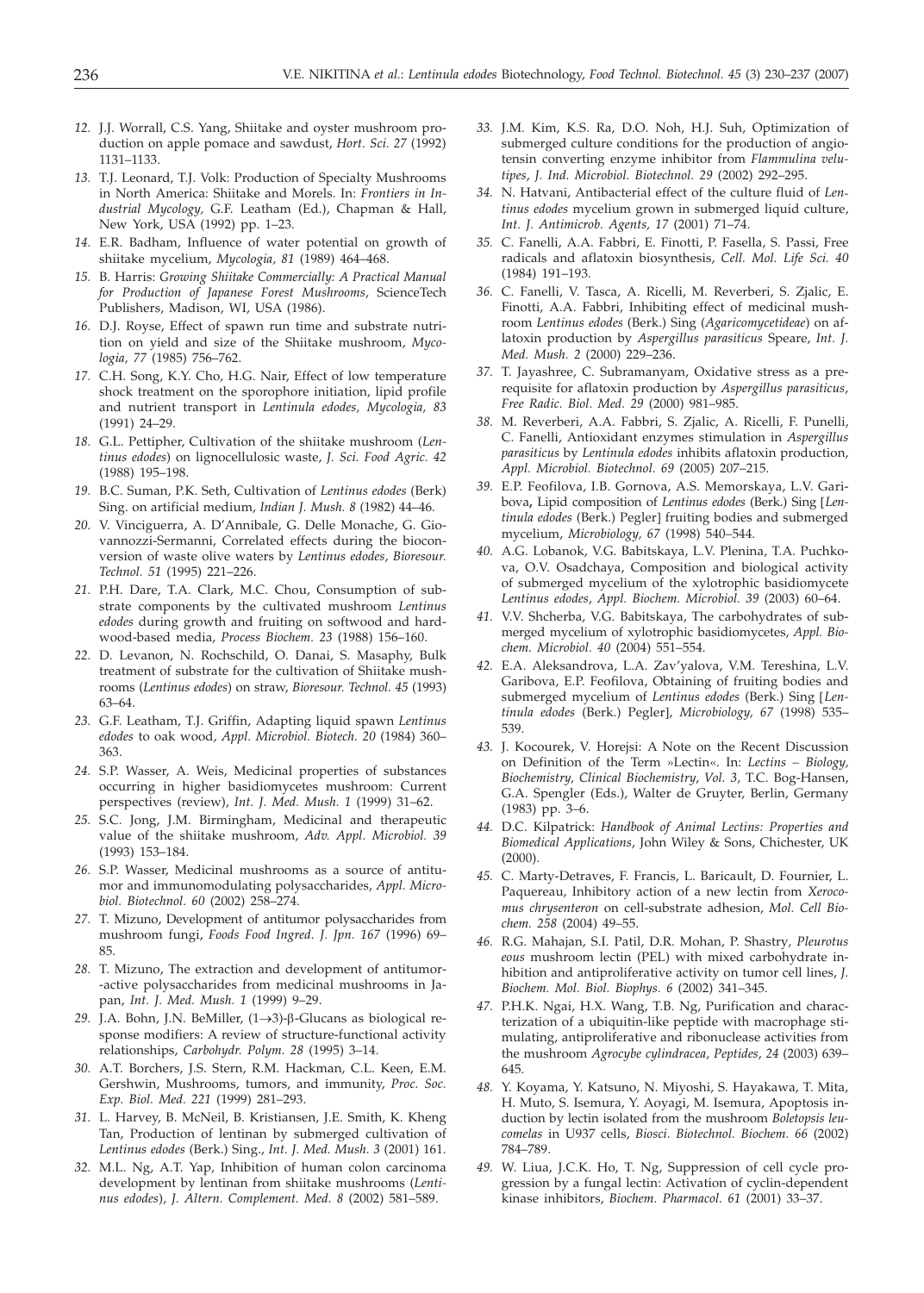12. J.J. Worrall, C.S. Yang, Shiitake and oyster mushroom production on apple pomace and sawdust, *Hort. Sci. 27* (1992) 1131–1133.

13. T.J. Leonard, T.J. Volk: Production of Specialty Mushrooms in North America: Shiitake and Morels. In: *Frontiers in Industrial Mycology*, G.F. Leatham (Ed.), Chapman & Hall, New York, USA (1992) pp. 1–23.

14. E.R. Badham, Influence of water potential on growth of shiitake mycelium, *Mycologia, 81* (1989) 464–468.

15. B. Harris: *Growing Shiitake Commercially: A Practical Manual for Production of Japanese Forest Mushrooms*, ScienceTech Publishers, Madison, WI, USA (1986).

16. D.J. Royse, Effect of spawn run time and substrate nutrition on yield and size of the Shiitake mushroom, *Mycologia, 77* (1985) 756–762.

17. C.H. Song, K.Y. Cho, H.G. Nair, Effect of low temperature shock treatment on the sporophore initiation, lipid profile and nutrient transport in *Lentinula edodes, Mycologia, 83* (1991) 24–29.

18. G.L. Pettipher, Cultivation of the shiitake mushroom (*Lentinus edodes*) on lignocellulosic waste, *J. Sci. Food Agric. 42* (1988) 195–198.

19. B.C. Suman, P.K. Seth, Cultivation of *Lentinus edodes* (Berk) Sing. on artificial medium, *Indian J. Mush. 8* (1982) 44–46.

20. V. Vinciguerra, A. D'Annibale, G. Delle Monache, G. Giovannozzi-Sermanni, Correlated effects during the bioconversion of waste olive waters by *Lentinus edodes*, *Bioresour. Technol. 51* (1995) 221–226.

21. P.H. Dare, T.A. Clark, M.C. Chou, Consumption of substrate components by the cultivated mushroom *Lentinus edodes* during growth and fruiting on softwood and hardwood-based media, *Process Biochem. 23* (1988) 156–160.

22. D. Levanon, N. Rochschild, O. Danai, S. Masaphy, Bulk treatment of substrate for the cultivation of Shiitake mushrooms (*Lentinus edodes*) on straw, *Bioresour. Technol. 45* (1993) 63–64.

23. G.F. Leatham, T.J. Griffin, Adapting liquid spawn *Lentinus edodes* to oak wood, *Appl. Microbiol. Biotech. 20* (1984) 360–363.

24. S.P. Wasser, A. Weis, Medicinal properties of substances occurring in higher basidiomycetes mushroom: Current perspectives (review), *Int. J. Med. Mush. 1* (1999) 31–62.

25. S.C. Jong, J.M. Birmingham, Medicinal and therapeutic value of the shiitake mushroom, *Adv. Appl. Microbiol. 39* (1993) 153–184.

26. S.P. Wasser, Medicinal mushrooms as a source of antitumor and immunomodulating polysaccharides, *Appl. Microbiol. Biotechnol. 60* (2002) 258–274.

27. T. Mizuno, Development of antitumor polysaccharides from mushroom fungi, *Foods Food Ingred. J. Jpn. 167* (1996) 69–85.

28. T. Mizuno, The extraction and development of antitumor--active polysaccharides from medicinal mushrooms in Japan, *Int. J. Med. Mush. 1* (1999) 9–29.

29. J.A. Bohn, J.N. BeMiller, (1→3)-β-Glucans as biological response modifiers: A review of structure-functional activity relationships, *Carbohydr. Polym. 28* (1995) 3–14.

30. A.T. Borchers, J.S. Stern, R.M. Hackman, C.L. Keen, E.M. Gershwin, Mushrooms, tumors, and immunity, *Proc. Soc. Exp. Biol. Med. 221* (1999) 281–293.

31. L. Harvey, B. McNeil, B. Kristiansen, J.E. Smith, K. Kheng Tan, Production of lentinan by submerged cultivation of *Lentinus edodes* (Berk.) Sing., *Int. J. Med. Mush. 3* (2001) 161.

32. M.L. Ng, A.T. Yap, Inhibition of human colon carcinoma development by lentinan from shiitake mushrooms (*Lentinus edodes*), *J. Altern. Complement. Med. 8* (2002) 581–589.

33. J.M. Kim, K.S. Ra, D.O. Noh, H.J. Suh, Optimization of submerged culture conditions for the production of angiotensin converting enzyme inhibitor from *Flammulina velutipes*, *J. Ind. Microbiol. Biotechnol. 29* (2002) 292–295.

34. N. Hatvani, Antibacterial effect of the culture fluid of *Lentinus edodes* mycelium grown in submerged liquid culture, *Int. J. Antimicrob. Agents, 17* (2001) 71–74.

35. C. Fanelli, A.A. Fabbri, E. Finotti, P. Fasella, S. Passi, Free radicals and aflatoxin biosynthesis, *Cell. Mol. Life Sci. 40* (1984) 191–193.

36. C. Fanelli, V. Tasca, A. Ricelli, M. Reverberi, S. Zjalic, E. Finotti, A.A. Fabbri, Inhibiting effect of medicinal mushroom *Lentinus edodes* (Berk.) Sing (*Agaricomycetideae*) on aflatoxin production by *Aspergillus parasiticus* Speare, *Int. J. Med. Mush. 2* (2000) 229–236.

37. T. Jayashree, C. Subramanyam, Oxidative stress as a prerequisite for aflatoxin production by *Aspergillus parasiticus*, *Free Radic. Biol. Med. 29* (2000) 981–985.

38. M. Reverberi, A.A. Fabbri, S. Zjalic, A. Ricelli, F. Punelli, C. Fanelli, Antioxidant enzymes stimulation in *Aspergillus parasiticus* by *Lentinula edodes* inhibits aflatoxin production, *Appl. Microbiol. Biotechnol. 69* (2005) 207–215.

39. E.P. Feofilova, I.B. Gornova, A.S. Memorskaya, L.V. Garibova, Lipid composition of *Lentinus edodes* (Berk.) Sing [*Lentinula edodes* (Berk.) Pegler] fruiting bodies and submerged mycelium, *Microbiology, 67* (1998) 540–544.

40. A.G. Lobanok, V.G. Babitskaya, L.V. Plenina, T.A. Puchkova, O.V. Osadchaya, Composition and biological activity of submerged mycelium of the xylotrophic basidiomycete *Lentinus edodes*, *Appl. Biochem. Microbiol. 39* (2003) 60–64.

41. V.V. Shcherba, V.G. Babitskaya, The carbohydrates of submerged mycelium of xylotrophic basidiomycetes, *Appl. Biochem. Microbiol. 40* (2004) 551–554.

42. E.A. Aleksandrova, L.A. Zav'yalova, V.M. Tereshina, L.V. Garibova, E.P. Feofilova, Obtaining of fruiting bodies and submerged mycelium of *Lentinus edodes* (Berk.) Sing [*Lentinula edodes* (Berk.) Pegler], *Microbiology, 67* (1998) 535–539.

43. J. Kocourek, V. Horejsi: A Note on the Recent Discussion on Definition of the Term »Lectin«. In: *Lectins – Biology, Biochemistry, Clinical Biochemistry, Vol. 3*, T.C. Bog-Hansen, G.A. Spengler (Eds.), Walter de Gruyter, Berlin, Germany (1983) pp. 3–6.

44. D.C. Kilpatrick: *Handbook of Animal Lectins: Properties and Biomedical Applications*, John Wiley & Sons, Chichester, UK (2000).

45. C. Marty-Detraves, F. Francis, L. Baricault, D. Fournier, L. Paquereau, Inhibitory action of a new lectin from *Xerocomus chrysenteron* on cell-substrate adhesion, *Mol. Cell Biochem. 258* (2004) 49–55.

46. R.G. Mahajan, S.I. Patil, D.R. Mohan, P. Shastry, *Pleurotus eous* mushroom lectin (PEL) with mixed carbohydrate inhibition and antiproliferative activity on tumor cell lines, *J. Biochem. Mol. Biol. Biophys. 6* (2002) 341–345.

47. P.H.K. Ngai, H.X. Wang, T.B. Ng, Purification and characterization of a ubiquitin-like peptide with macrophage stimulating, antiproliferative and ribonuclease activities from the mushroom *Agrocybe cylindracea*, *Peptides, 24* (2003) 639–645.

48. Y. Koyama, Y. Katsuno, N. Miyoshi, S. Hayakawa, T. Mita, H. Muto, S. Isemura, Y. Aoyagi, M. Isemura, Apoptosis induction by lectin isolated from the mushroom *Boletopsis leucomelas* in U937 cells, *Biosci. Biotechnol. Biochem. 66* (2002) 784–789.

49. W. Liua, J.C.K. Ho, T. Ng, Suppression of cell cycle progression by a fungal lectin: Activation of cyclin-dependent kinase inhibitors, *Biochem. Pharmacol. 61* (2001) 33–37.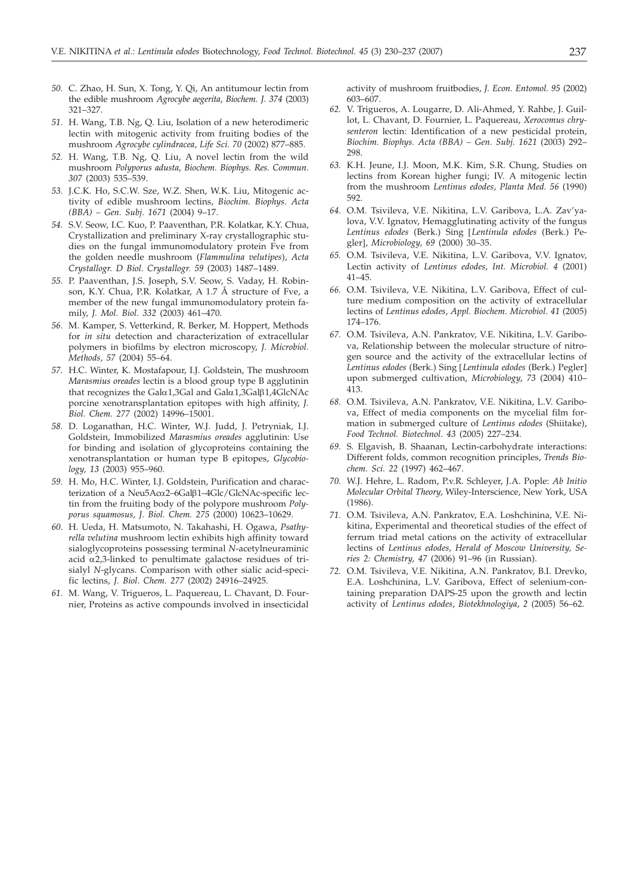50. C. Zhao, H. Sun, X. Tong, Y. Qi, An antitumour lectin from the edible mushroom *Agrocybe aegerita*, *Biochem. J. 374* (2003) 321–327.

51. H. Wang, T.B. Ng, Q. Liu, Isolation of a new heterodimeric lectin with mitogenic activity from fruiting bodies of the mushroom *Agrocybe cylindracea*, *Life Sci. 70* (2002) 877–885.

52. H. Wang, T.B. Ng, Q. Liu, A novel lectin from the wild mushroom *Polyporus adusta*, *Biochem. Biophys. Res. Commun. 307* (2003) 535–539.

53. J.C.K. Ho, S.C.W. Sze, W.Z. Shen, W.K. Liu, Mitogenic activity of edible mushroom lectins, *Biochim. Biophys. Acta (BBA) – Gen. Subj. 1671* (2004) 9–17.

54. S.V. Seow, I.C. Kuo, P. Paaventhan, P.R. Kolatkar, K.Y. Chua, Crystallization and preliminary X-ray crystallographic studies on the fungal immunomodulatory protein Fve from the golden needle mushroom (*Flammulina velutipes*), *Acta Crystallogr. D Biol. Crystallogr. 59* (2003) 1487–1489.

55. P. Paaventhan, J.S. Joseph, S.V. Seow, S. Vaday, H. Robinson, K.Y. Chua, P.R. Kolatkar, A 1.7 Å structure of Fve, a member of the new fungal immunomodulatory protein family, *J. Mol. Biol. 332* (2003) 461–470.

56. M. Kamper, S. Vetterkind, R. Berker, M. Hoppert, Methods for *in situ* detection and characterization of extracellular polymers in biofilms by electron microscopy, *J. Microbiol. Methods*, *57* (2004) 55–64.

57. H.C. Winter, K. Mostafapour, I.J. Goldstein, The mushroom *Marasmius oreades* lectin is a blood group type B agglutinin that recognizes the Galα1,3Gal and Galα1,3Galβ1,4GlcNAc porcine xenotransplantation epitopes with high affinity, *J. Biol. Chem. 277* (2002) 14996–15001.

58. D. Loganathan, H.C. Winter, W.J. Judd, J. Petryniak, I.J. Goldstein, Immobilized *Marasmius oreades* agglutinin: Use for binding and isolation of glycoproteins containing the xenotransplantation or human type B epitopes, *Glycobiology*, *13* (2003) 955–960.

59. H. Mo, H.C. Winter, I.J. Goldstein, Purification and characterization of a Neu5Acα2–6Galβ1–4Glc/GlcNAc-specific lectin from the fruiting body of the polypore mushroom *Polyporus squamosus*, *J. Biol. Chem. 275* (2000) 10623–10629.

60. H. Ueda, H. Matsumoto, N. Takahashi, H. Ogawa, *Psathyrella velutina* mushroom lectin exhibits high affinity toward sialoglycoproteins possessing terminal *N*-acetylneuraminic acid α2,3-linked to penultimate galactose residues of trisialyl *N*-glycans. Comparison with other sialic acid-specific lectins, *J. Biol. Chem. 277* (2002) 24916–24925.

61. M. Wang, V. Trigueros, L. Paquereau, L. Chavant, D. Fournier, Proteins as active compounds involved in insecticidal activity of mushroom fruitbodies, *J. Econ. Entomol. 95* (2002) 603–607.

62. V. Trigueros, A. Lougarre, D. Ali-Ahmed, Y. Rahbe, J. Guillot, L. Chavant, D. Fournier, L. Paquereau, *Xerocomus chrysenteron* lectin: Identification of a new pesticidal protein, *Biochim. Biophys. Acta (BBA) – Gen. Subj. 1621* (2003) 292–298.

63. K.H. Jeune, I.J. Moon, M.K. Kim, S.R. Chung, Studies on lectins from Korean higher fungi; IV. A mitogenic lectin from the mushroom *Lentinus edodes*, *Planta Med. 56* (1990) 592.

64. O.M. Tsivileva, V.E. Nikitina, L.V. Garibova, L.A. Zav'yalova, V.V. Ignatov, Hemagglutinating activity of the fungus *Lentinus edodes* (Berk.) Sing [*Lentinula edodes* (Berk.) Pegler], *Microbiology*, *69* (2000) 30–35.

65. O.M. Tsivileva, V.E. Nikitina, L.V. Garibova, V.V. Ignatov, Lectin activity of *Lentinus edodes*, *Int. Microbiol. 4* (2001) 41–45.

66. O.M. Tsivileva, V.E. Nikitina, L.V. Garibova, Effect of culture medium composition on the activity of extracellular lectins of *Lentinus edodes*, *Appl. Biochem. Microbiol. 41* (2005) 174–176.

67. O.M. Tsivileva, A.N. Pankratov, V.E. Nikitina, L.V. Garibova, Relationship between the molecular structure of nitrogen source and the activity of the extracellular lectins of *Lentinus edodes* (Berk.) Sing [*Lentinula edodes* (Berk.) Pegler] upon submerged cultivation, *Microbiology*, *73* (2004) 410–413.

68. O.M. Tsivileva, A.N. Pankratov, V.E. Nikitina, L.V. Garibova, Effect of media components on the mycelial film formation in submerged culture of *Lentinus edodes* (Shiitake), *Food Technol. Biotechnol. 43* (2005) 227–234.

69. S. Elgavish, B. Shaanan, Lectin-carbohydrate interactions: Different folds, common recognition principles, *Trends Biochem. Sci. 22* (1997) 462–467.

70. W.J. Hehre, L. Radom, P.v.R. Schleyer, J.A. Pople: *Ab Initio Molecular Orbital Theory*, Wiley-Interscience, New York, USA (1986).

71. O.M. Tsivileva, A.N. Pankratov, E.A. Loshchinina, V.E. Nikitina, Experimental and theoretical studies of the effect of ferrum triad metal cations on the activity of extracellular lectins of *Lentinus edodes*, *Herald of Moscow University, Series 2: Chemistry, 47* (2006) 91–96 (in Russian).

72. O.M. Tsivileva, V.E. Nikitina, A.N. Pankratov, B.I. Drevko, E.A. Loshchinina, L.V. Garibova, Effect of selenium-containing preparation DAPS-25 upon the growth and lectin activity of *Lentinus edodes*, *Biotekhnologiya*, *2* (2005) 56–62.